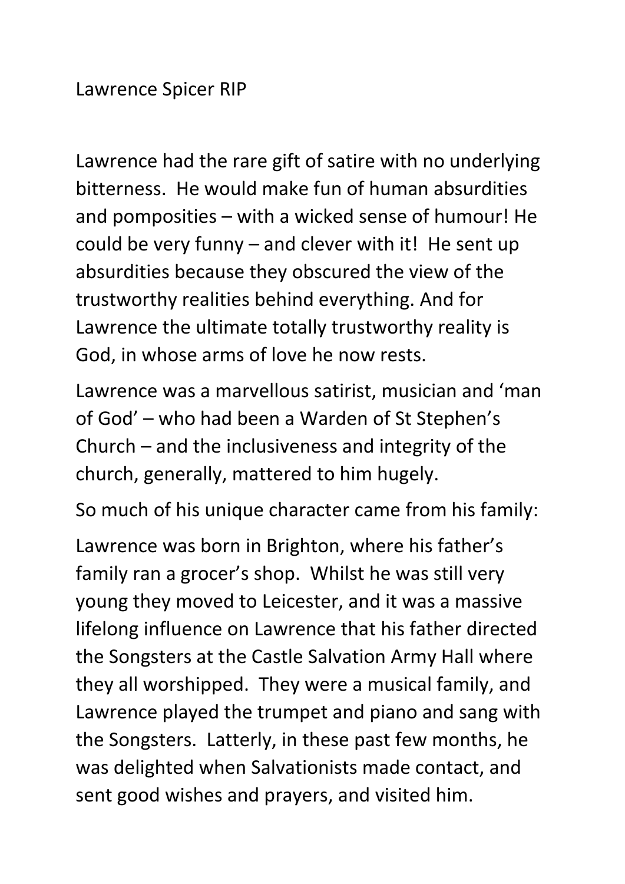# Lawrence Spicer RIP

Lawrence had the rare gift of satire with no underlying bitterness. He would make fun of human absurdities and pomposities – with a wicked sense of humour! He could be very funny – and clever with it! He sent up absurdities because they obscured the view of the trustworthy realities behind everything. And for Lawrence the ultimate totally trustworthy reality is God, in whose arms of love he now rests.

Lawrence was a marvellous satirist, musician and 'man of God' – who had been a Warden of St Stephen's Church – and the inclusiveness and integrity of the church, generally, mattered to him hugely.

So much of his unique character came from his family:

Lawrence was born in Brighton, where his father's family ran a grocer's shop. Whilst he was still very young they moved to Leicester, and it was a massive lifelong influence on Lawrence that his father directed the Songsters at the Castle Salvation Army Hall where they all worshipped. They were a musical family, and Lawrence played the trumpet and piano and sang with the Songsters. Latterly, in these past few months, he was delighted when Salvationists made contact, and sent good wishes and prayers, and visited him.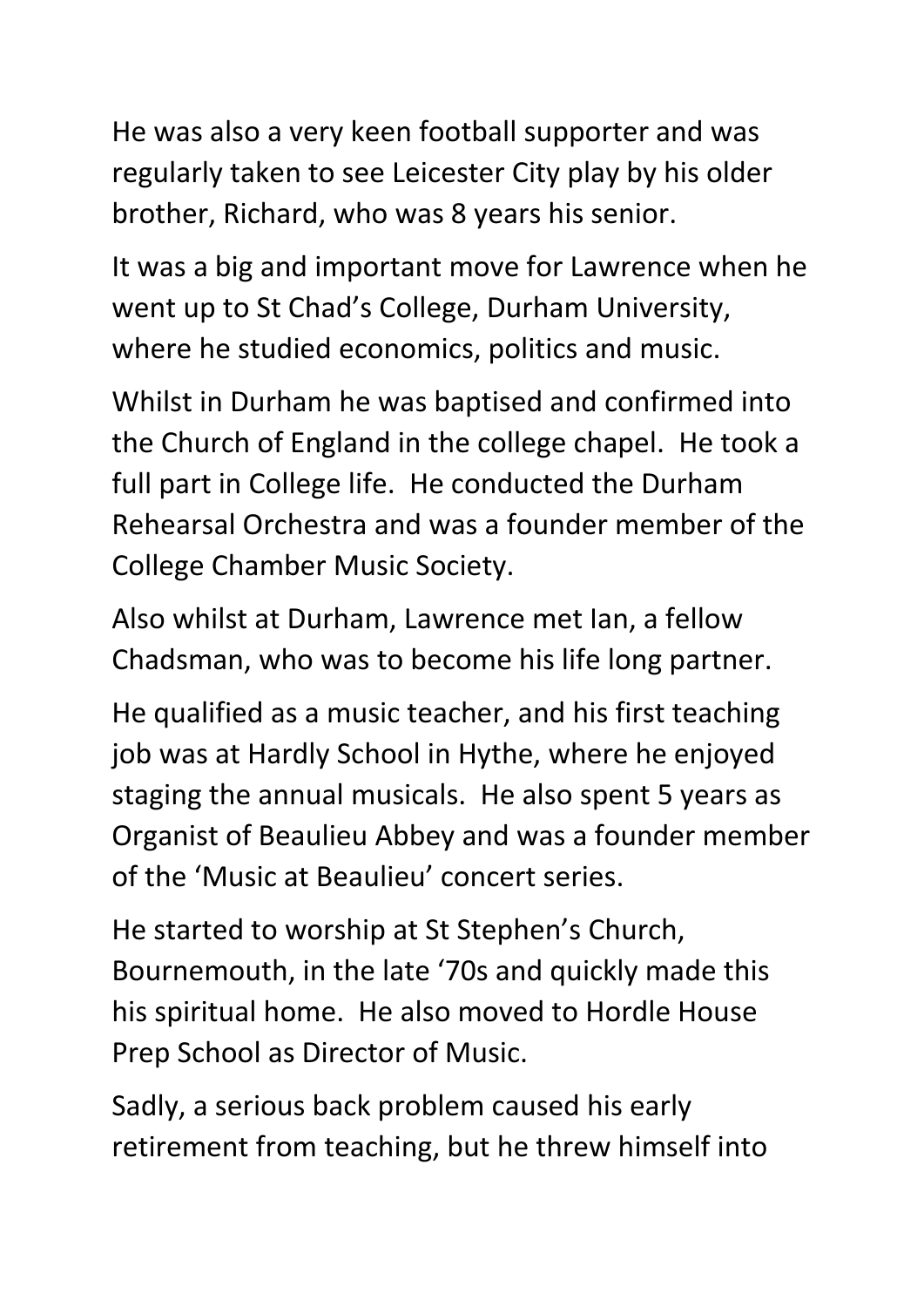He was also a very keen football supporter and was regularly taken to see Leicester City play by his older brother, Richard, who was 8 years his senior.

It was a big and important move for Lawrence when he went up to St Chad's College, Durham University, where he studied economics, politics and music.

Whilst in Durham he was baptised and confirmed into the Church of England in the college chapel. He took a full part in College life. He conducted the Durham Rehearsal Orchestra and was a founder member of the College Chamber Music Society.

Also whilst at Durham, Lawrence met Ian, a fellow Chadsman, who was to become his life long partner.

He qualified as a music teacher, and his first teaching job was at Hardly School in Hythe, where he enjoyed staging the annual musicals. He also spent 5 years as Organist of Beaulieu Abbey and was a founder member of the 'Music at Beaulieu' concert series.

He started to worship at St Stephen's Church, Bournemouth, in the late '70s and quickly made this his spiritual home. He also moved to Hordle House Prep School as Director of Music.

Sadly, a serious back problem caused his early retirement from teaching, but he threw himself into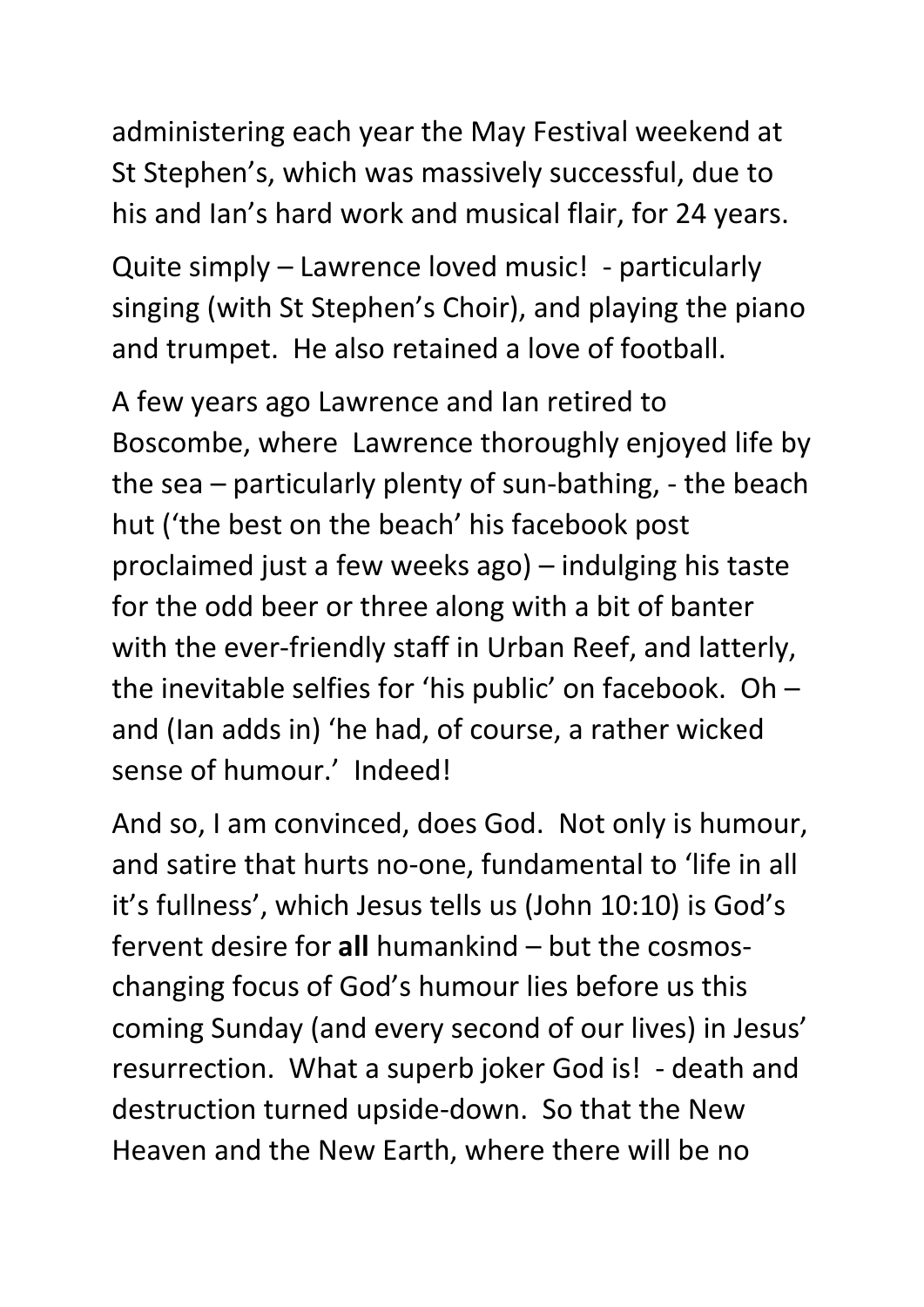administering each year the May Festival weekend at St Stephen's, which was massively successful, due to his and Ian's hard work and musical flair, for 24 years.

Quite simply – Lawrence loved music! - particularly singing (with St Stephen's Choir), and playing the piano and trumpet. He also retained a love of football.

A few years ago Lawrence and Ian retired to Boscombe, where Lawrence thoroughly enjoyed life by the sea – particularly plenty of sun-bathing, - the beach hut ('the best on the beach' his facebook post proclaimed just a few weeks ago) – indulging his taste for the odd beer or three along with a bit of banter with the ever-friendly staff in Urban Reef, and latterly, the inevitable selfies for 'his public' on facebook. Oh – and (Ian adds in) 'he had, of course, a rather wicked sense of humour.' Indeed!

And so, I am convinced, does God. Not only is humour, and satire that hurts no-one, fundamental to 'life in all it's fullness', which Jesus tells us (John 10:10) is God's fervent desire for **all** humankind – but the cosmos-changing focus of God's humour lies before us this coming Sunday (and every second of our lives) in Jesus' resurrection. What a superb joker God is! - death and destruction turned upside-down. So that the New Heaven and the New Earth, where there will be no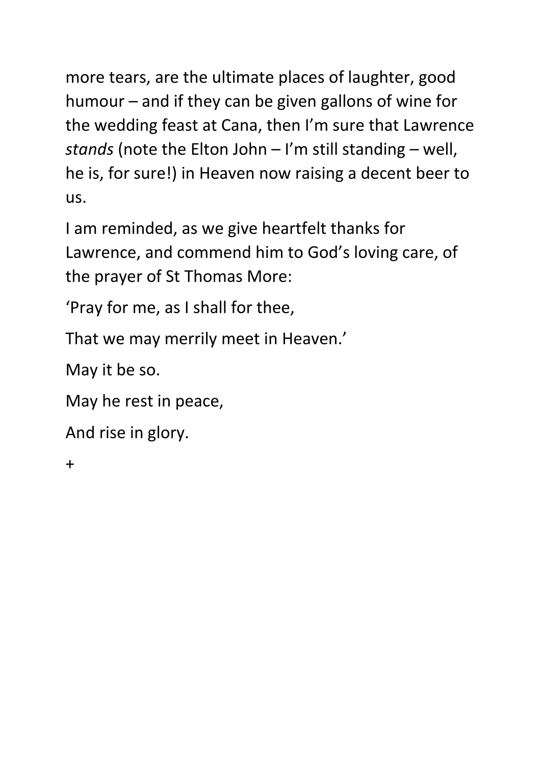more tears, are the ultimate places of laughter, good humour – and if they can be given gallons of wine for the wedding feast at Cana, then I'm sure that Lawrence *stands* (note the Elton John – I'm still standing – well, he is, for sure!) in Heaven now raising a decent beer to us.

I am reminded, as we give heartfelt thanks for Lawrence, and commend him to God's loving care, of the prayer of St Thomas More:

'Pray for me, as I shall for thee,

That we may merrily meet in Heaven.'

May it be so.

May he rest in peace,

And rise in glory.

+